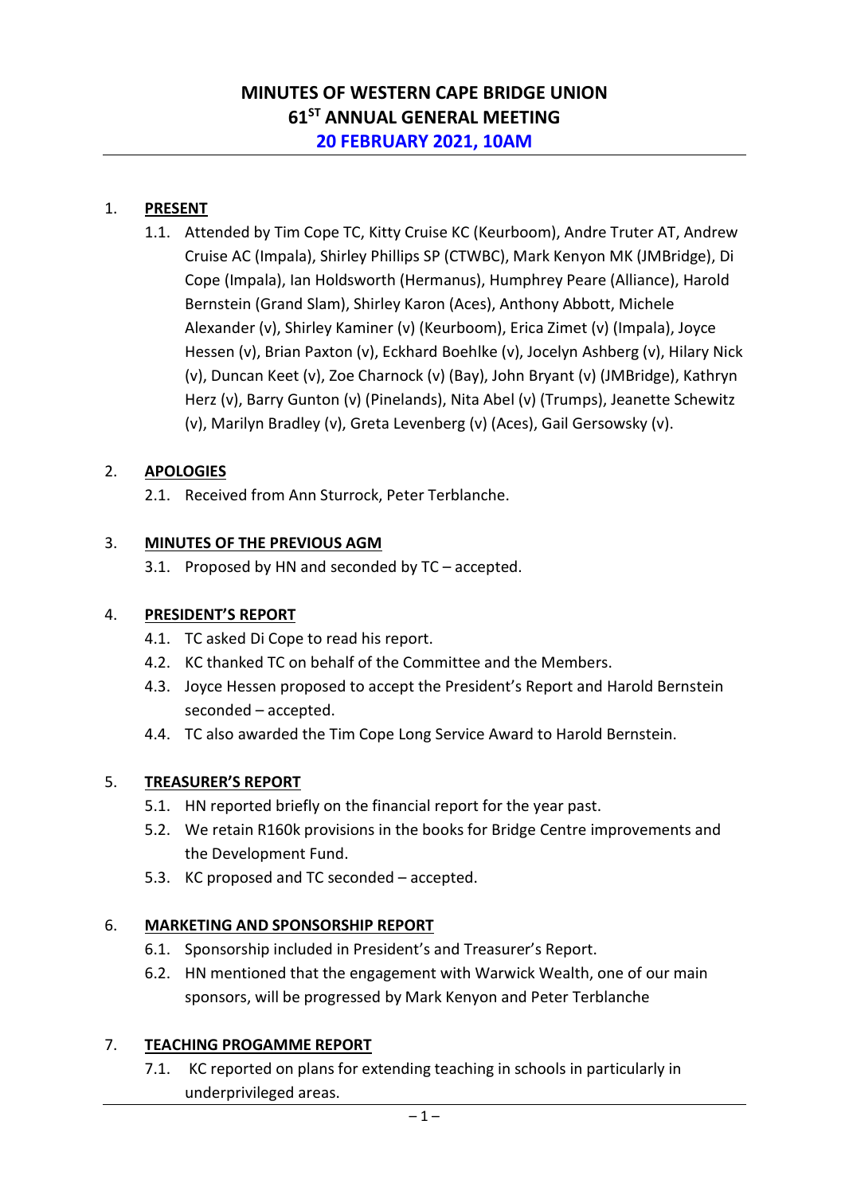# MINUTES OF WESTERN CAPE BRIDGE UNION
# 61ST ANNUAL GENERAL MEETING
## 20 FEBRUARY 2021, 10AM

1. **PRESENT**
   1.1. Attended by Tim Cope TC, Kitty Cruise KC (Keurboom), Andre Truter AT, Andrew Cruise AC (Impala), Shirley Phillips SP (CTWBC), Mark Kenyon MK (JMBridge), Di Cope (Impala), Ian Holdsworth (Hermanus), Humphrey Peare (Alliance), Harold Bernstein (Grand Slam), Shirley Karon (Aces), Anthony Abbott, Michele Alexander (v), Shirley Kaminer (v) (Keurboom), Erica Zimet (v) (Impala), Joyce Hessen (v), Brian Paxton (v), Eckhard Boehlke (v), Jocelyn Ashberg (v), Hilary Nick (v), Duncan Keet (v), Zoe Charnock (v) (Bay), John Bryant (v) (JMBridge), Kathryn Herz (v), Barry Gunton (v) (Pinelands), Nita Abel (v) (Trumps), Jeanette Schewitz (v), Marilyn Bradley (v), Greta Levenberg (v) (Aces), Gail Gersowsky (v).

2. **APOLOGIES**
   2.1. Received from Ann Sturrock, Peter Terblanche.

3. **MINUTES OF THE PREVIOUS AGM**
   3.1. Proposed by HN and seconded by TC – accepted.

4. **PRESIDENT'S REPORT**
   4.1. TC asked Di Cope to read his report.
   4.2. KC thanked TC on behalf of the Committee and the Members.
   4.3. Joyce Hessen proposed to accept the President's Report and Harold Bernstein seconded – accepted.
   4.4. TC also awarded the Tim Cope Long Service Award to Harold Bernstein.

5. **TREASURER'S REPORT**
   5.1. HN reported briefly on the financial report for the year past.
   5.2. We retain R160k provisions in the books for Bridge Centre improvements and the Development Fund.
   5.3. KC proposed and TC seconded – accepted.

6. **MARKETING AND SPONSORSHIP REPORT**
   6.1. Sponsorship included in President's and Treasurer's Report.
   6.2. HN mentioned that the engagement with Warwick Wealth, one of our main sponsors, will be progressed by Mark Kenyon and Peter Terblanche

7. **TEACHING PROGAMME REPORT**
   7.1. KC reported on plans for extending teaching in schools in particularly in underprivileged areas.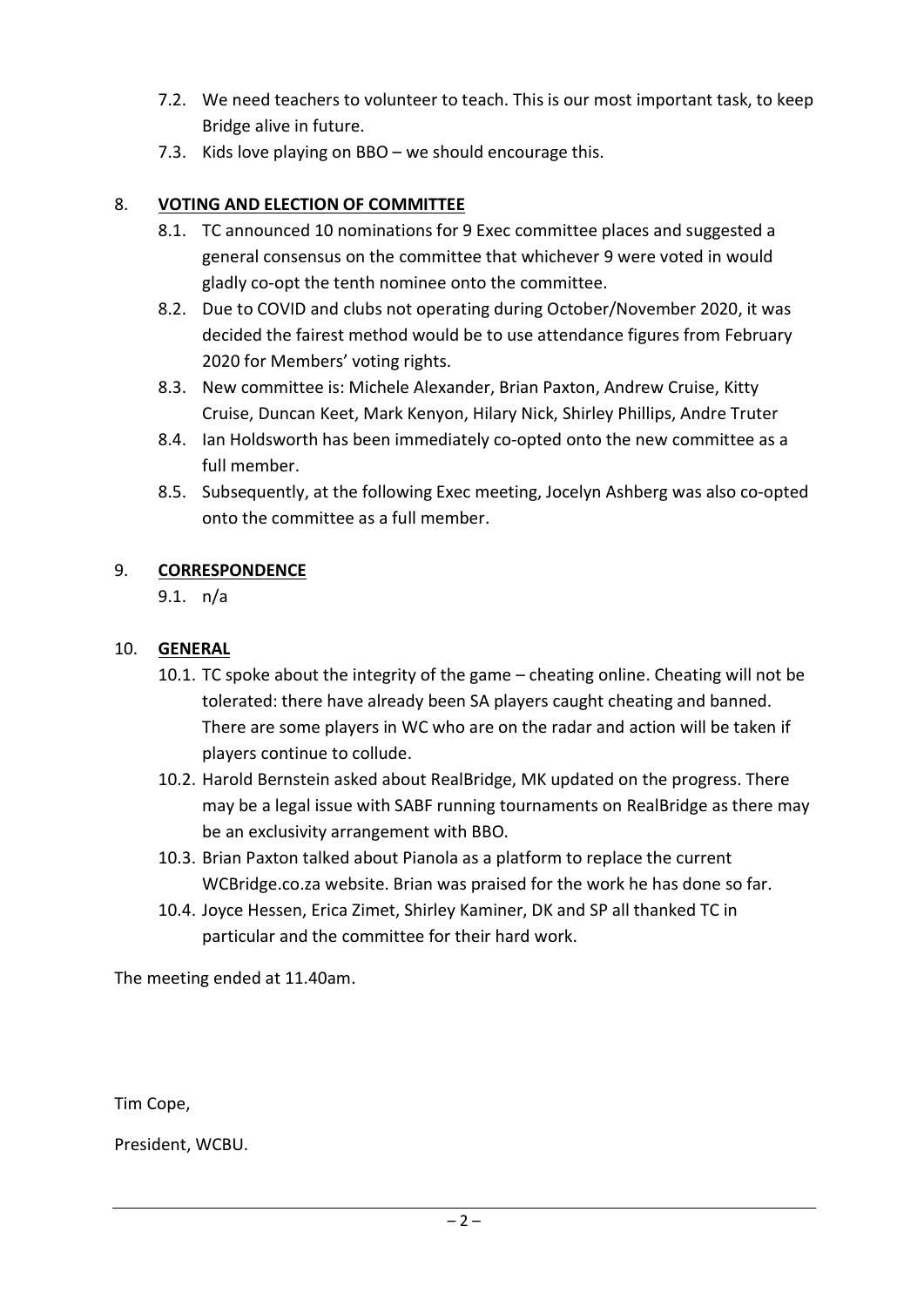7.2. We need teachers to volunteer to teach. This is our most important task, to keep Bridge alive in future.

7.3. Kids love playing on BBO – we should encourage this.

8. **VOTING AND ELECTION OF COMMITTEE**

8.1. TC announced 10 nominations for 9 Exec committee places and suggested a general consensus on the committee that whichever 9 were voted in would gladly co-opt the tenth nominee onto the committee.

8.2. Due to COVID and clubs not operating during October/November 2020, it was decided the fairest method would be to use attendance figures from February 2020 for Members' voting rights.

8.3. New committee is: Michele Alexander, Brian Paxton, Andrew Cruise, Kitty Cruise, Duncan Keet, Mark Kenyon, Hilary Nick, Shirley Phillips, Andre Truter

8.4. Ian Holdsworth has been immediately co-opted onto the new committee as a full member.

8.5. Subsequently, at the following Exec meeting, Jocelyn Ashberg was also co-opted onto the committee as a full member.

9. **CORRESPONDENCE**

9.1. n/a

10. **GENERAL**

10.1. TC spoke about the integrity of the game – cheating online. Cheating will not be tolerated: there have already been SA players caught cheating and banned. There are some players in WC who are on the radar and action will be taken if players continue to collude.

10.2. Harold Bernstein asked about RealBridge, MK updated on the progress. There may be a legal issue with SABF running tournaments on RealBridge as there may be an exclusivity arrangement with BBO.

10.3. Brian Paxton talked about Pianola as a platform to replace the current WCBridge.co.za website. Brian was praised for the work he has done so far.

10.4. Joyce Hessen, Erica Zimet, Shirley Kaminer, DK and SP all thanked TC in particular and the committee for their hard work.

The meeting ended at 11.40am.

Tim Cope,

President, WCBU.